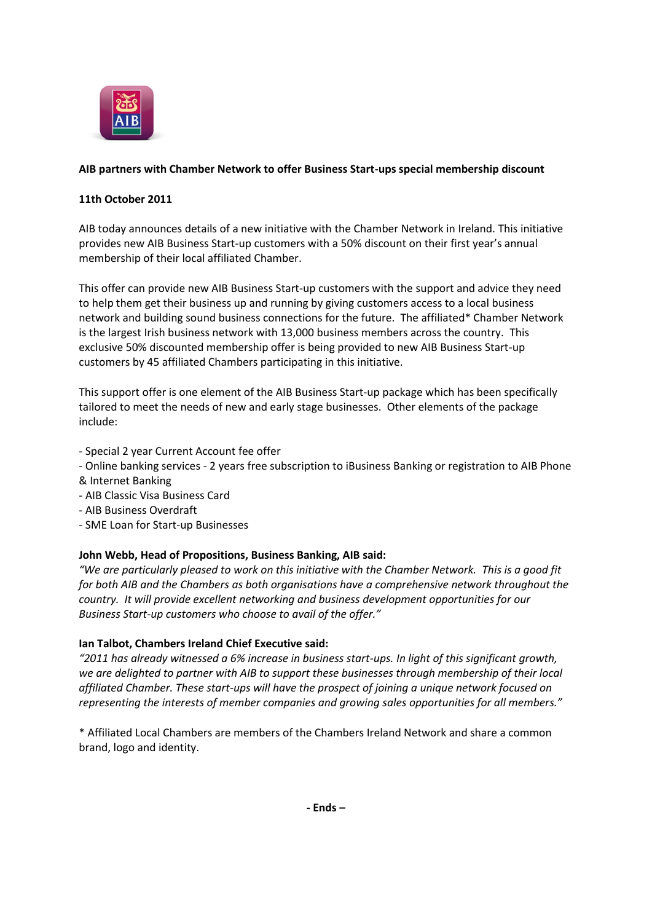**AIB partners with Chamber Network to offer Business Start-ups special membership discount**

**11th October 2011**

AIB today announces details of a new initiative with the Chamber Network in Ireland. This initiative provides new AIB Business Start-up customers with a 50% discount on their first year's annual membership of their local affiliated Chamber.

This offer can provide new AIB Business Start-up customers with the support and advice they need to help them get their business up and running by giving customers access to a local business network and building sound business connections for the future. The affiliated* Chamber Network is the largest Irish business network with 13,000 business members across the country. This exclusive 50% discounted membership offer is being provided to new AIB Business Start-up customers by 45 affiliated Chambers participating in this initiative.

This support offer is one element of the AIB Business Start-up package which has been specifically tailored to meet the needs of new and early stage businesses. Other elements of the package include:

- Special 2 year Current Account fee offer
- Online banking services - 2 years free subscription to iBusiness Banking or registration to AIB Phone & Internet Banking
- AIB Classic Visa Business Card
- AIB Business Overdraft
- SME Loan for Start-up Businesses

**John Webb, Head of Propositions, Business Banking, AIB said:**
*"We are particularly pleased to work on this initiative with the Chamber Network. This is a good fit for both AIB and the Chambers as both organisations have a comprehensive network throughout the country. It will provide excellent networking and business development opportunities for our Business Start-up customers who choose to avail of the offer."*

**Ian Talbot, Chambers Ireland Chief Executive said:**
*"2011 has already witnessed a 6% increase in business start-ups. In light of this significant growth, we are delighted to partner with AIB to support these businesses through membership of their local affiliated Chamber. These start-ups will have the prospect of joining a unique network focused on representing the interests of member companies and growing sales opportunities for all members."*

* Affiliated Local Chambers are members of the Chambers Ireland Network and share a common brand, logo and identity.

**- Ends –**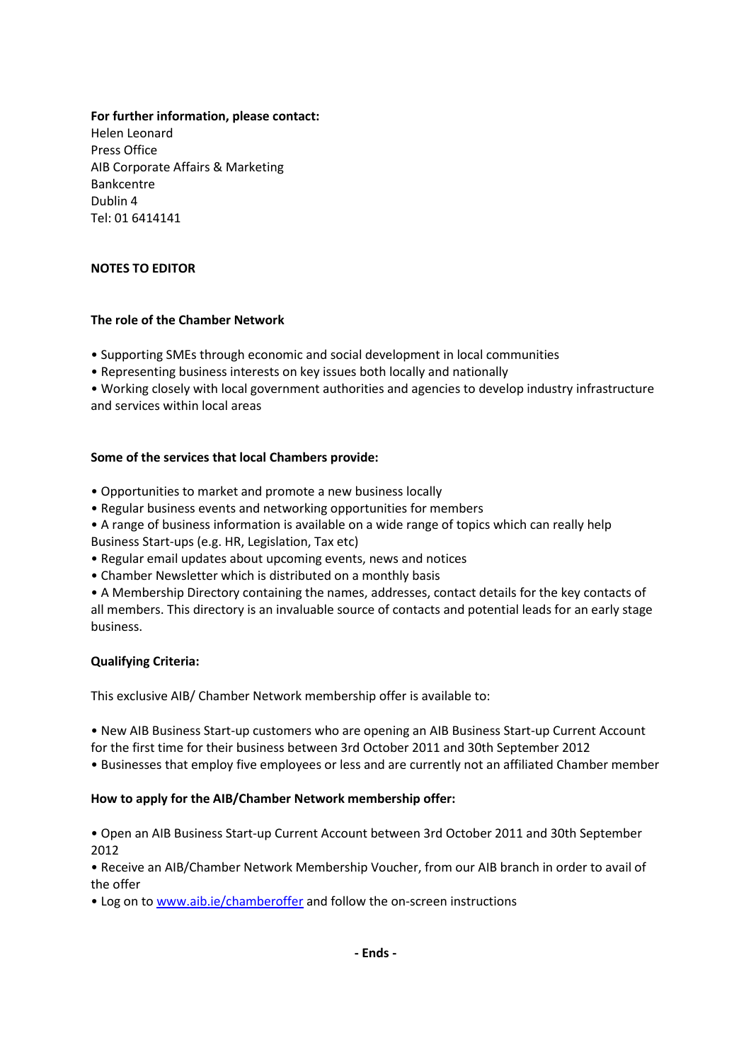**For further information, please contact:**
Helen Leonard
Press Office
AIB Corporate Affairs & Marketing
Bankcentre
Dublin 4
Tel: 01 6414141

**NOTES TO EDITOR**

**The role of the Chamber Network**

- Supporting SMEs through economic and social development in local communities
- Representing business interests on key issues both locally and nationally
- Working closely with local government authorities and agencies to develop industry infrastructure and services within local areas

**Some of the services that local Chambers provide:**

- Opportunities to market and promote a new business locally
- Regular business events and networking opportunities for members
- A range of business information is available on a wide range of topics which can really help Business Start-ups (e.g. HR, Legislation, Tax etc)
- Regular email updates about upcoming events, news and notices
- Chamber Newsletter which is distributed on a monthly basis
- A Membership Directory containing the names, addresses, contact details for the key contacts of all members. This directory is an invaluable source of contacts and potential leads for an early stage business.

**Qualifying Criteria:**

This exclusive AIB/ Chamber Network membership offer is available to:

- New AIB Business Start-up customers who are opening an AIB Business Start-up Current Account for the first time for their business between 3rd October 2011 and 30th September 2012
- Businesses that employ five employees or less and are currently not an affiliated Chamber member

**How to apply for the AIB/Chamber Network membership offer:**

- Open an AIB Business Start-up Current Account between 3rd October 2011 and 30th September 2012
- Receive an AIB/Chamber Network Membership Voucher, from our AIB branch in order to avail of the offer
- Log on to [www.aib.ie/chamberoffer](http://www.aib.ie/chamberoffer) and follow the on-screen instructions

**- Ends -**